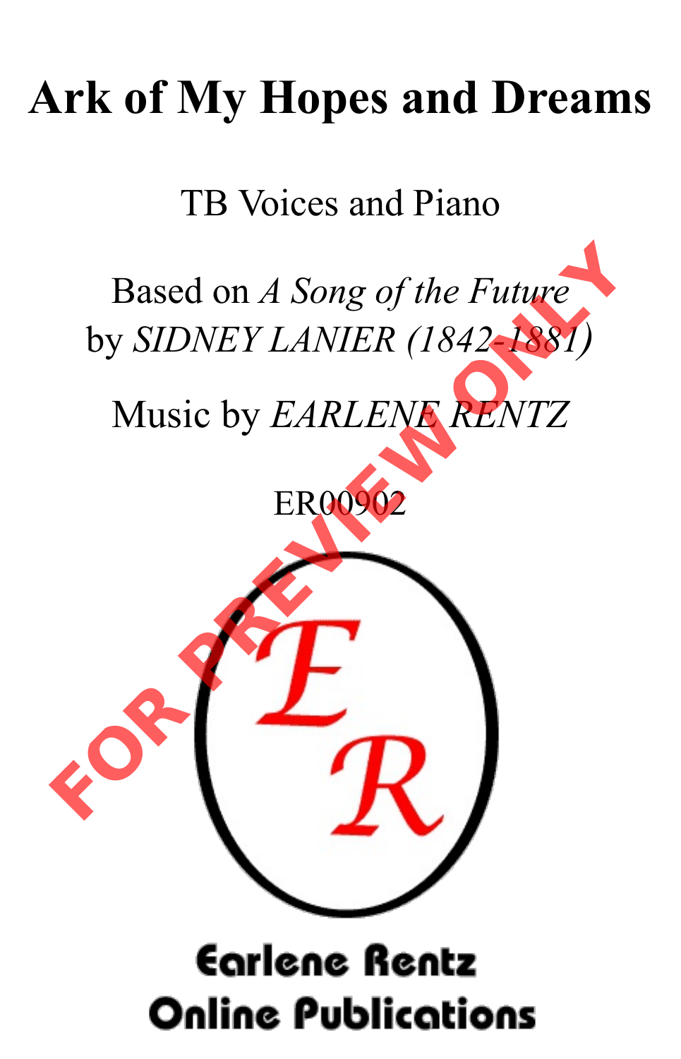# Ark of My Hopes and Dreams

TB Voices and Piano

Based on *A Song of the Future*
by *SIDNEY LANIER (1842-1881)*

Music by *EARLENE RENTZ*

ER00902

FOR PREVIEW ONLY

Earlene Rentz
Online Publications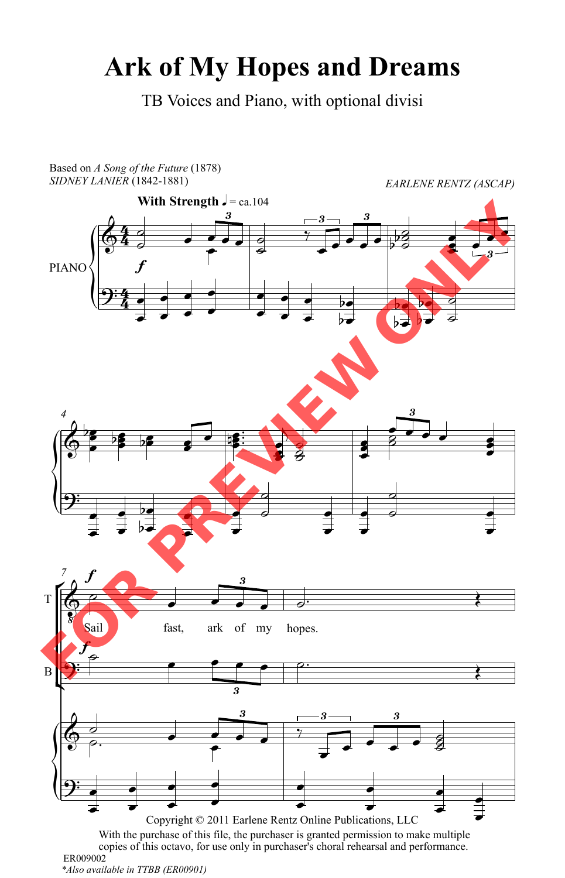# Ark of My Hopes and Dreams

TB Voices and Piano, with optional divisi

Based on *A Song of the Future* (1878)
*SIDNEY LANIER* (1842-1881)

*EARLENE RENTZ (ASCAP)*

**With Strength** ♩ = ca.104

Sail fast, ark of my hopes.

Copyright © 2011 Earlene Rentz Online Publications, LLC
With the purchase of this file, the purchaser is granted permission to make multiple copies of this octavo, for use only in purchaser's choral rehearsal and performance.

ER009002
*Also available in TTBB (ER00901)

FOR PREVIEW ONLY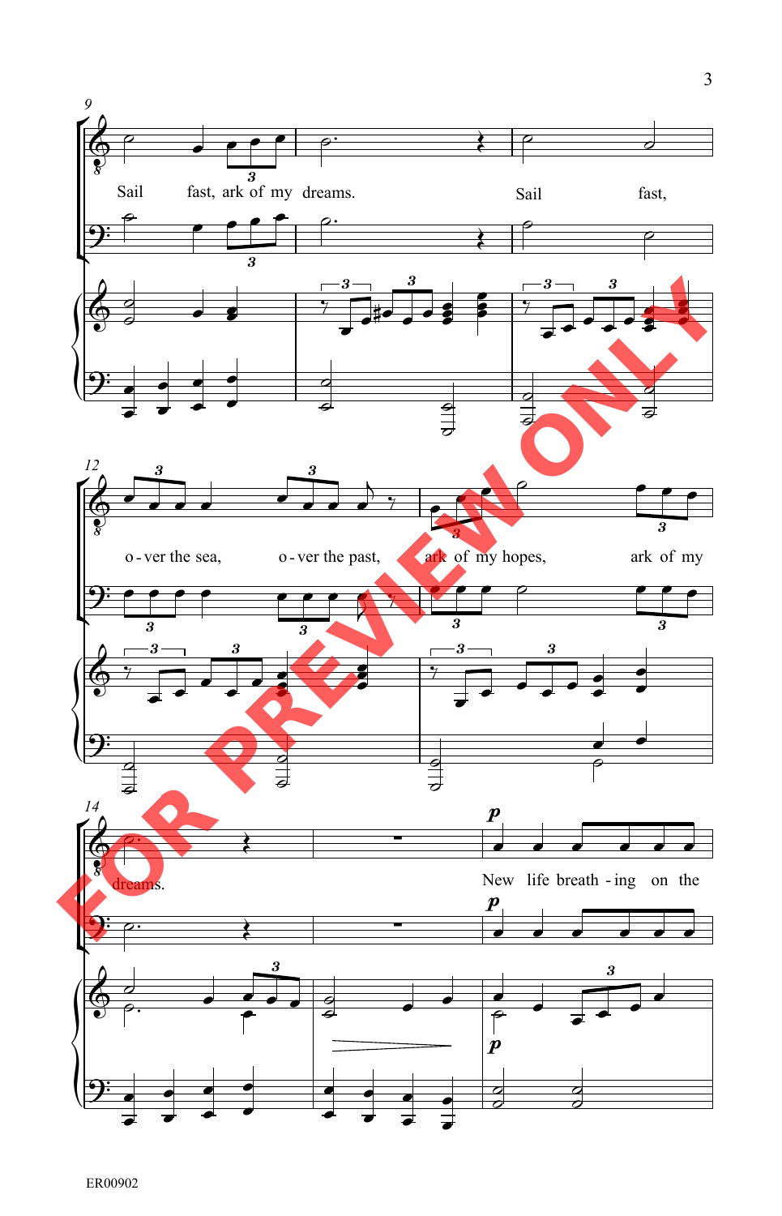Sail fast, ark of my dreams. Sail fast,

o - ver the sea, o - ver the past, ark of my hopes, ark of my

dreams. New life breath - ing on the

FOR PREVIEW ONLY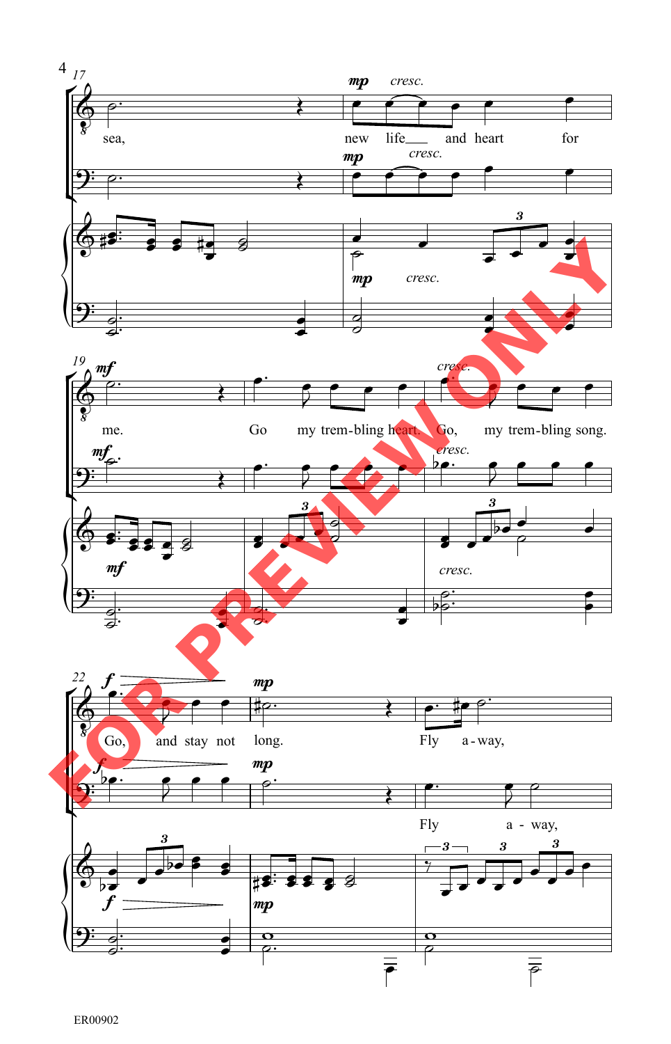sea,

new life and heart for me.

Go my trem-bling heart. Go, my trem-bling song.

Go, and stay not long.

Fly a-way,